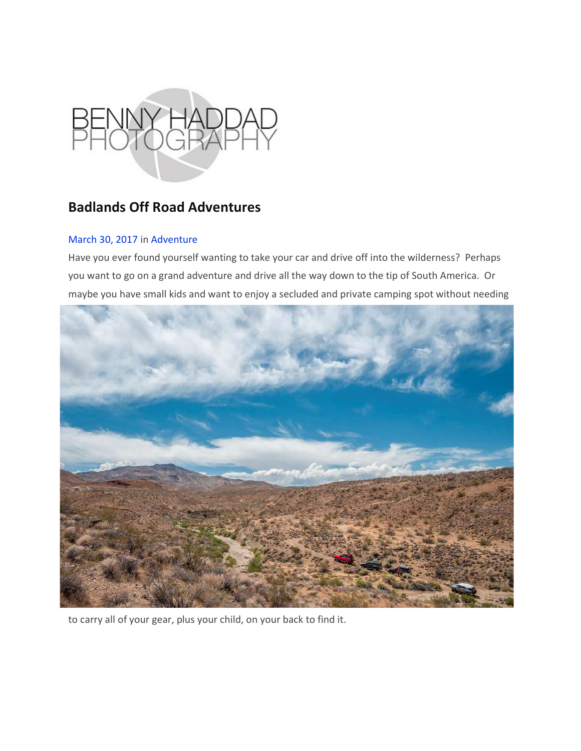BENNY HADDAD PHOTOGRAPHY

## Badlands Off Road Adventures

March 30, 2017 in Adventure

Have you ever found yourself wanting to take your car and drive off into the wilderness? Perhaps you want to go on a grand adventure and drive all the way down to the tip of South America. Or maybe you have small kids and want to enjoy a secluded and private camping spot without needing to carry all of your gear, plus your child, on your back to find it.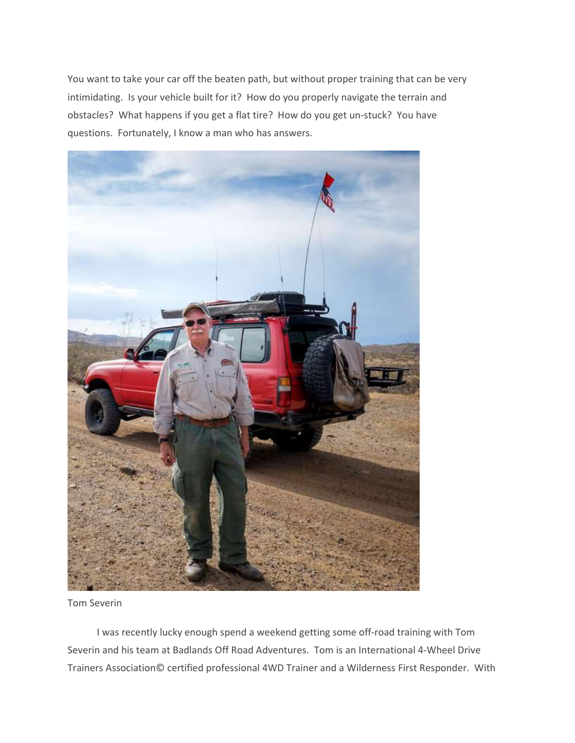You want to take your car off the beaten path, but without proper training that can be very intimidating. Is your vehicle built for it? How do you properly navigate the terrain and obstacles? What happens if you get a flat tire? How do you get un-stuck? You have questions. Fortunately, I know a man who has answers.

Tom Severin

I was recently lucky enough spend a weekend getting some off-road training with Tom Severin and his team at Badlands Off Road Adventures. Tom is an International 4-Wheel Drive Trainers Association© certified professional 4WD Trainer and a Wilderness First Responder. With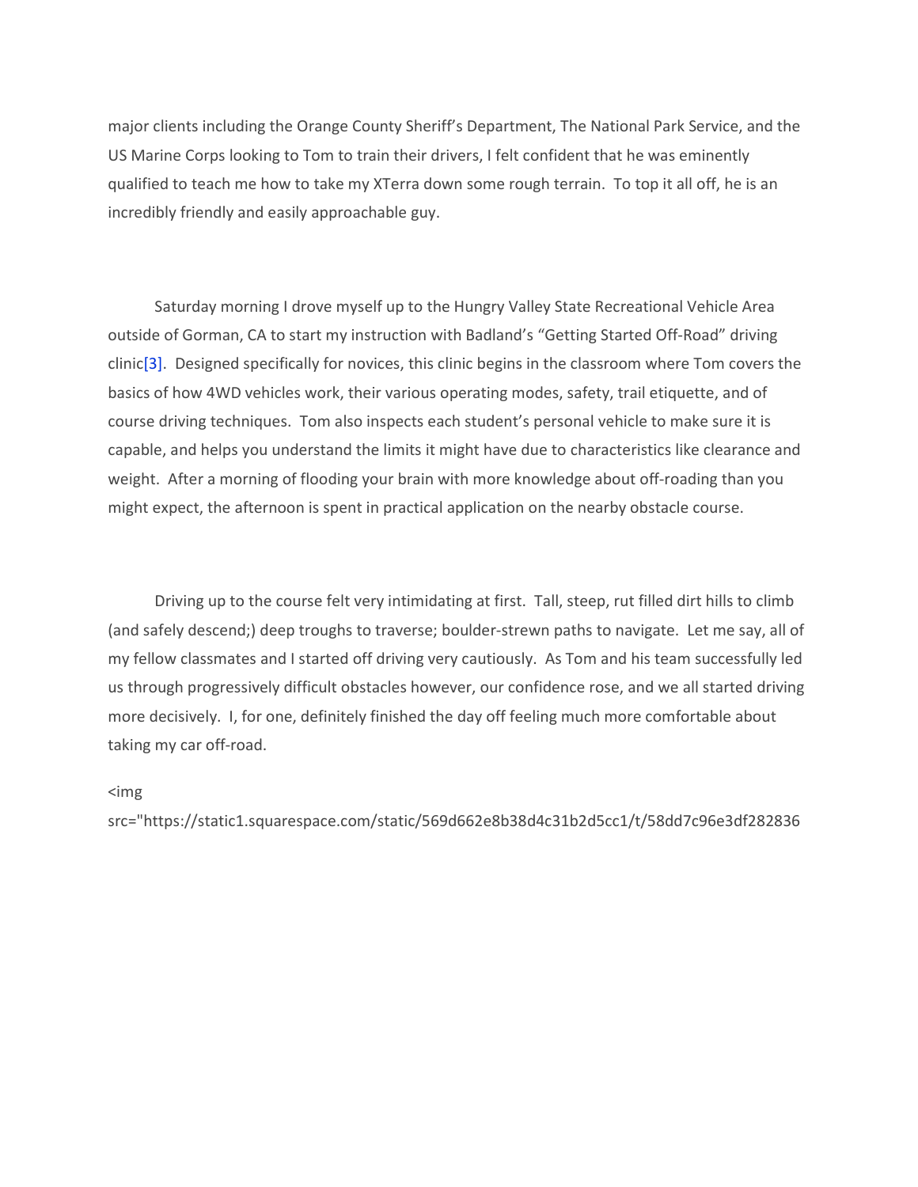major clients including the Orange County Sheriff's Department, The National Park Service, and the US Marine Corps looking to Tom to train their drivers, I felt confident that he was eminently qualified to teach me how to take my XTerra down some rough terrain. To top it all off, he is an incredibly friendly and easily approachable guy.

Saturday morning I drove myself up to the Hungry Valley State Recreational Vehicle Area outside of Gorman, CA to start my instruction with Badland's "Getting Started Off-Road" driving clinic[3]. Designed specifically for novices, this clinic begins in the classroom where Tom covers the basics of how 4WD vehicles work, their various operating modes, safety, trail etiquette, and of course driving techniques. Tom also inspects each student's personal vehicle to make sure it is capable, and helps you understand the limits it might have due to characteristics like clearance and weight. After a morning of flooding your brain with more knowledge about off-roading than you might expect, the afternoon is spent in practical application on the nearby obstacle course.

Driving up to the course felt very intimidating at first. Tall, steep, rut filled dirt hills to climb (and safely descend;) deep troughs to traverse; boulder-strewn paths to navigate. Let me say, all of my fellow classmates and I started off driving very cautiously. As Tom and his team successfully led us through progressively difficult obstacles however, our confidence rose, and we all started driving more decisively. I, for one, definitely finished the day off feeling much more comfortable about taking my car off-road.

<img src="https://static1.squarespace.com/static/569d662e8b38d4c31b2d5cc1/t/58dd7c96e3df282836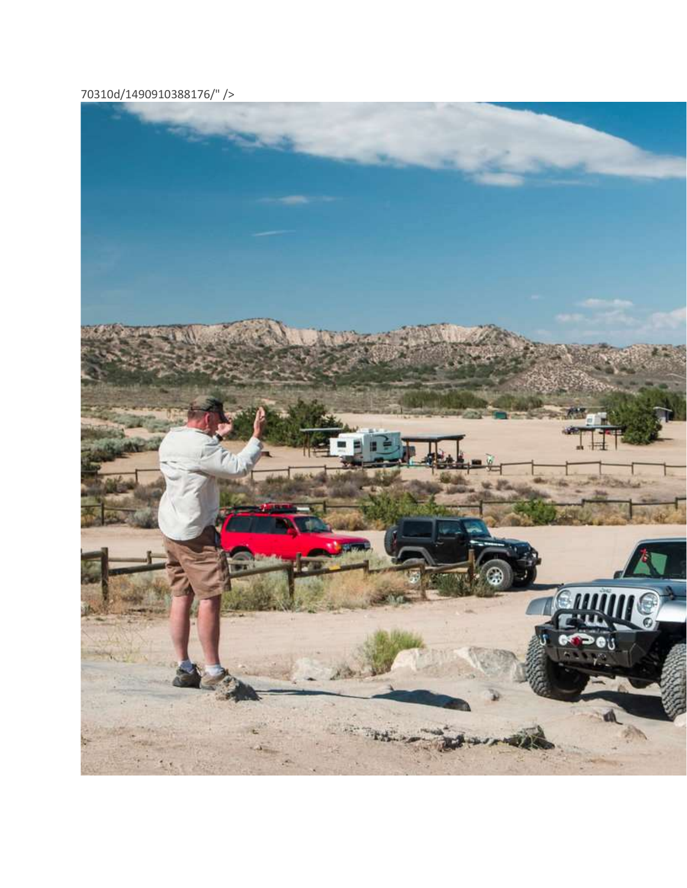70310d/1490910388176/" />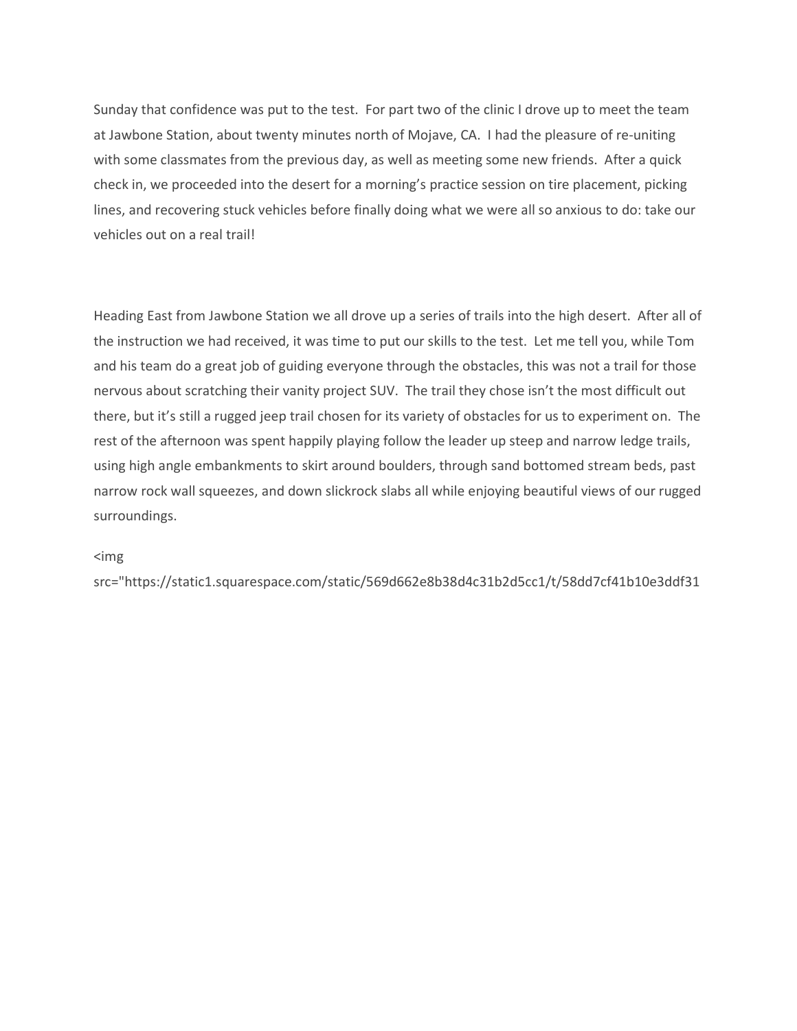Sunday that confidence was put to the test.  For part two of the clinic I drove up to meet the team at Jawbone Station, about twenty minutes north of Mojave, CA.  I had the pleasure of re-uniting with some classmates from the previous day, as well as meeting some new friends.  After a quick check in, we proceeded into the desert for a morning's practice session on tire placement, picking lines, and recovering stuck vehicles before finally doing what we were all so anxious to do: take our vehicles out on a real trail!

Heading East from Jawbone Station we all drove up a series of trails into the high desert.  After all of the instruction we had received, it was time to put our skills to the test.  Let me tell you, while Tom and his team do a great job of guiding everyone through the obstacles, this was not a trail for those nervous about scratching their vanity project SUV.  The trail they chose isn't the most difficult out there, but it's still a rugged jeep trail chosen for its variety of obstacles for us to experiment on.  The rest of the afternoon was spent happily playing follow the leader up steep and narrow ledge trails, using high angle embankments to skirt around boulders, through sand bottomed stream beds, past narrow rock wall squeezes, and down slickrock slabs all while enjoying beautiful views of our rugged surroundings.

<img src="https://static1.squarespace.com/static/569d662e8b38d4c31b2d5cc1/t/58dd7cf41b10e3ddf31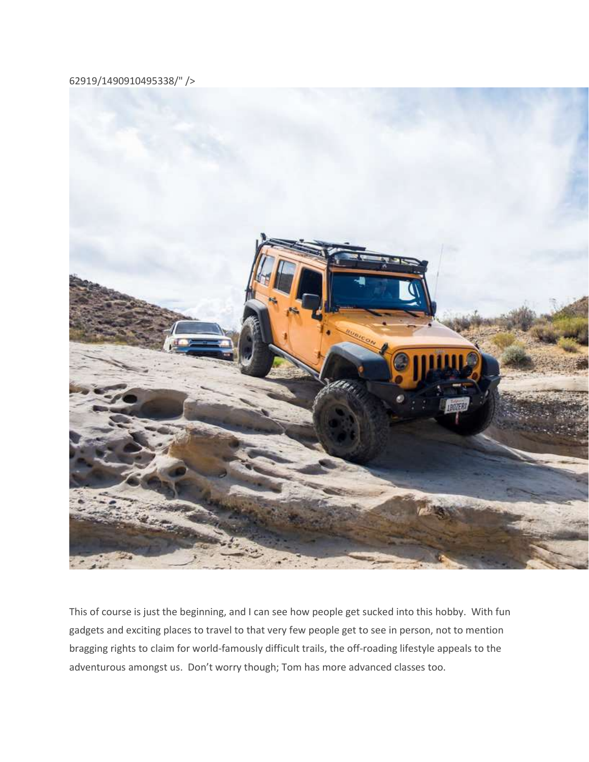62919/1490910495338/" />

This of course is just the beginning, and I can see how people get sucked into this hobby. With fun gadgets and exciting places to travel to that very few people get to see in person, not to mention bragging rights to claim for world-famously difficult trails, the off-roading lifestyle appeals to the adventurous amongst us. Don't worry though; Tom has more advanced classes too.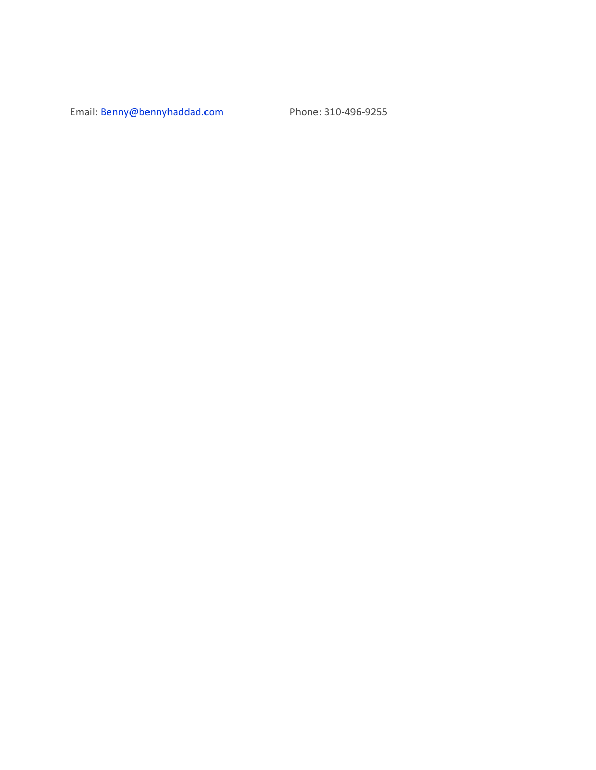Email: Benny@bennyhaddad.com Phone: 310-496-9255